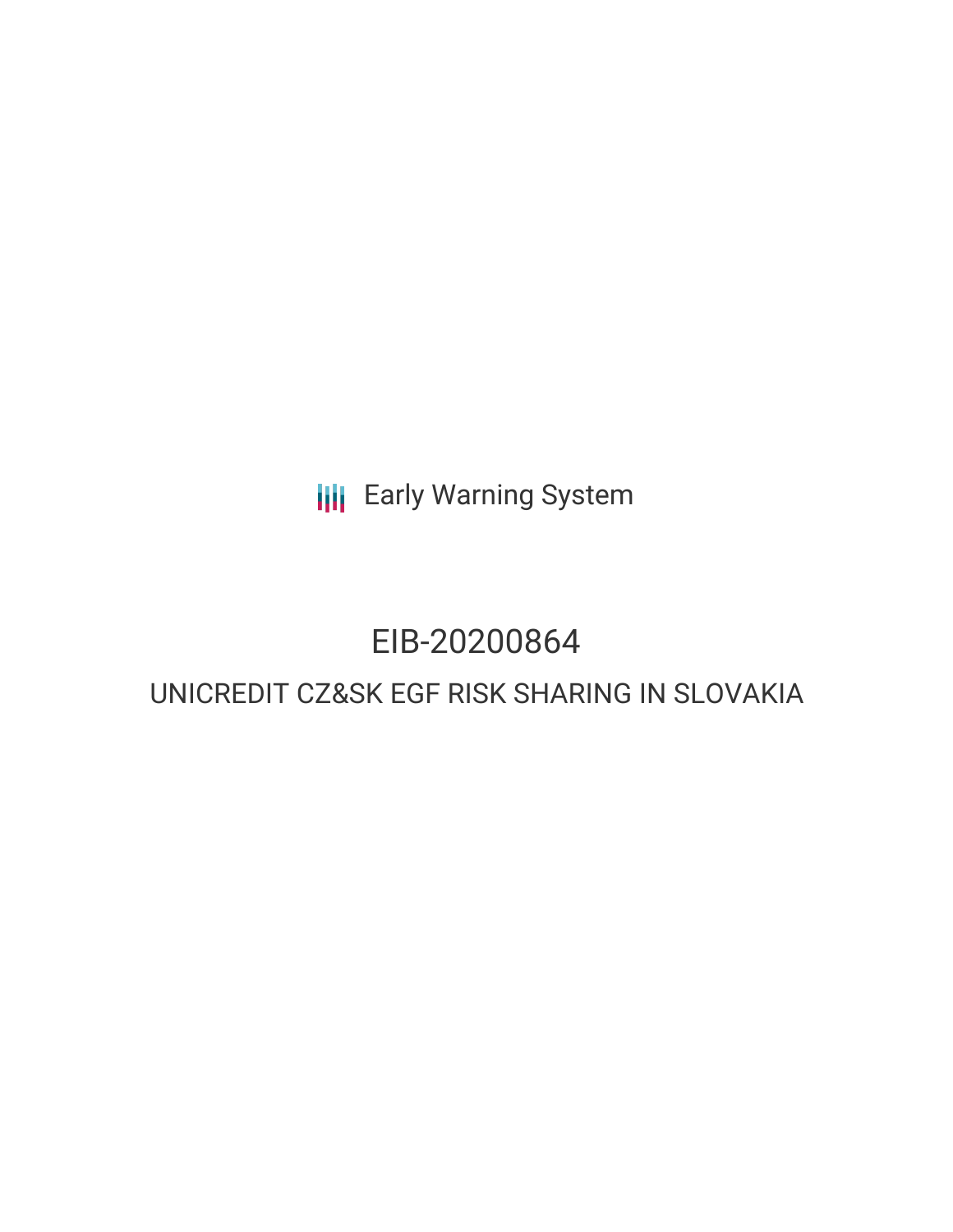Early Warning System

# EIB-20200864

## UNICREDIT CZ&SK EGF RISK SHARING IN SLOVAKIA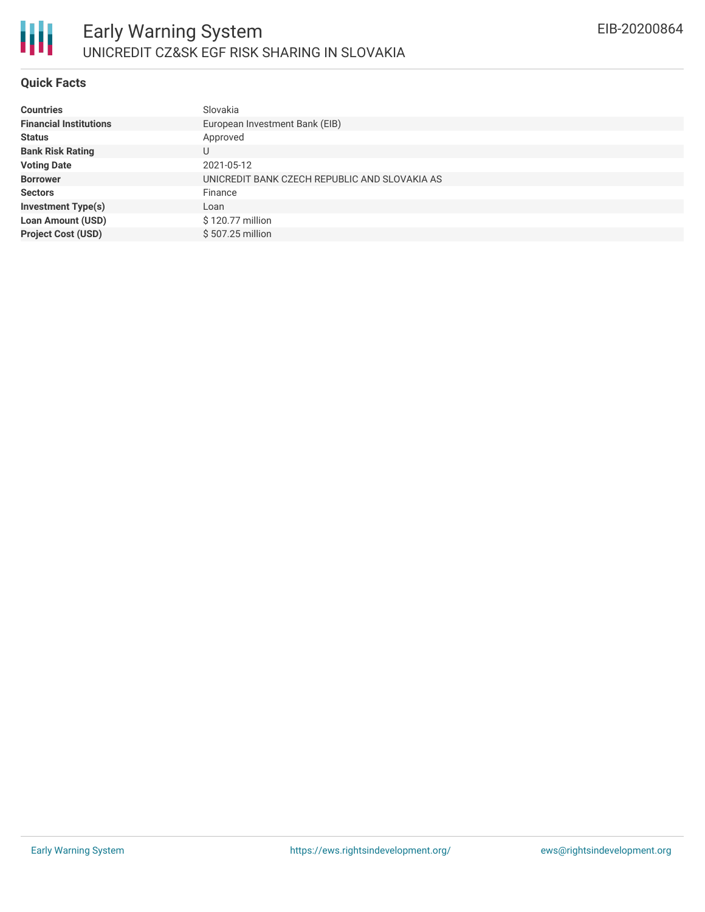# Early Warning System

UNICREDIT CZ&SK EGF RISK SHARING IN SLOVAKIA

EIB-20200864

## Quick Facts

| | |
|---|---|
| **Countries** | Slovakia |
| **Financial Institutions** | European Investment Bank (EIB) |
| **Status** | Approved |
| **Bank Risk Rating** | U |
| **Voting Date** | 2021-05-12 |
| **Borrower** | UNICREDIT BANK CZECH REPUBLIC AND SLOVAKIA AS |
| **Sectors** | Finance |
| **Investment Type(s)** | Loan |
| **Loan Amount (USD)** | $ 120.77 million |
| **Project Cost (USD)** | $ 507.25 million |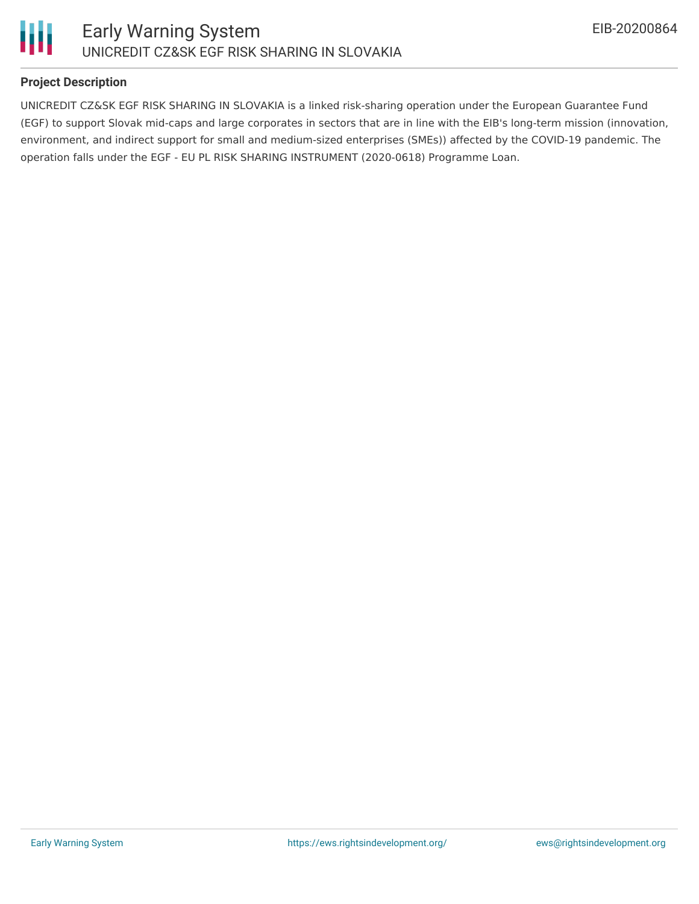### Project Description

UNICREDIT CZ&SK EGF RISK SHARING IN SLOVAKIA is a linked risk-sharing operation under the European Guarantee Fund (EGF) to support Slovak mid-caps and large corporates in sectors that are in line with the EIB's long-term mission (innovation, environment, and indirect support for small and medium-sized enterprises (SMEs)) affected by the COVID-19 pandemic. The operation falls under the EGF - EU PL RISK SHARING INSTRUMENT (2020-0618) Programme Loan.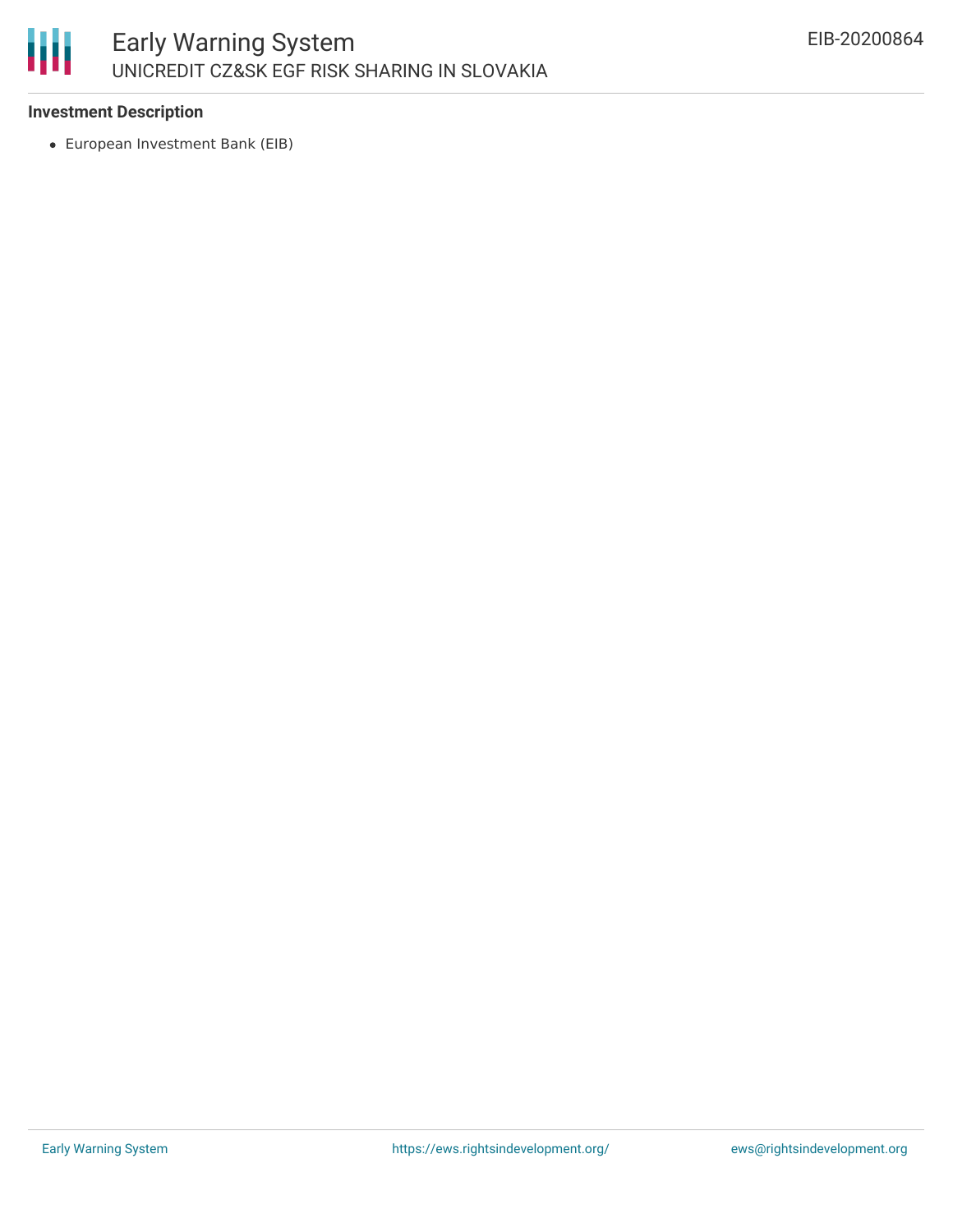**Investment Description**

- European Investment Bank (EIB)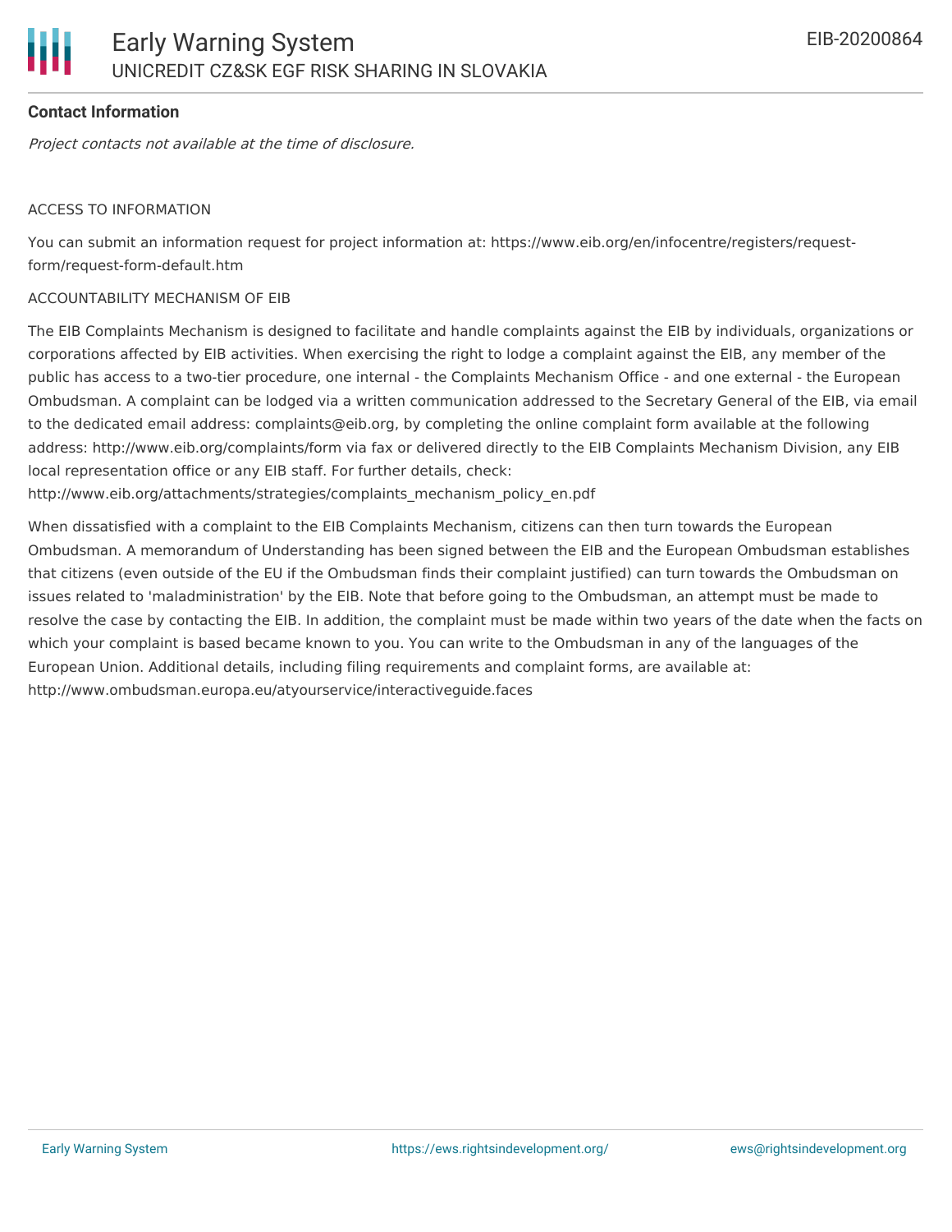**Contact Information**

*Project contacts not available at the time of disclosure.*

ACCESS TO INFORMATION

You can submit an information request for project information at: https://www.eib.org/en/infocentre/registers/request-form/request-form-default.htm

ACCOUNTABILITY MECHANISM OF EIB

The EIB Complaints Mechanism is designed to facilitate and handle complaints against the EIB by individuals, organizations or corporations affected by EIB activities. When exercising the right to lodge a complaint against the EIB, any member of the public has access to a two-tier procedure, one internal - the Complaints Mechanism Office - and one external - the European Ombudsman. A complaint can be lodged via a written communication addressed to the Secretary General of the EIB, via email to the dedicated email address: complaints@eib.org, by completing the online complaint form available at the following address: http://www.eib.org/complaints/form via fax or delivered directly to the EIB Complaints Mechanism Division, any EIB local representation office or any EIB staff. For further details, check: http://www.eib.org/attachments/strategies/complaints_mechanism_policy_en.pdf

When dissatisfied with a complaint to the EIB Complaints Mechanism, citizens can then turn towards the European Ombudsman. A memorandum of Understanding has been signed between the EIB and the European Ombudsman establishes that citizens (even outside of the EU if the Ombudsman finds their complaint justified) can turn towards the Ombudsman on issues related to 'maladministration' by the EIB. Note that before going to the Ombudsman, an attempt must be made to resolve the case by contacting the EIB. In addition, the complaint must be made within two years of the date when the facts on which your complaint is based became known to you. You can write to the Ombudsman in any of the languages of the European Union. Additional details, including filing requirements and complaint forms, are available at: http://www.ombudsman.europa.eu/atyourservice/interactiveguide.faces